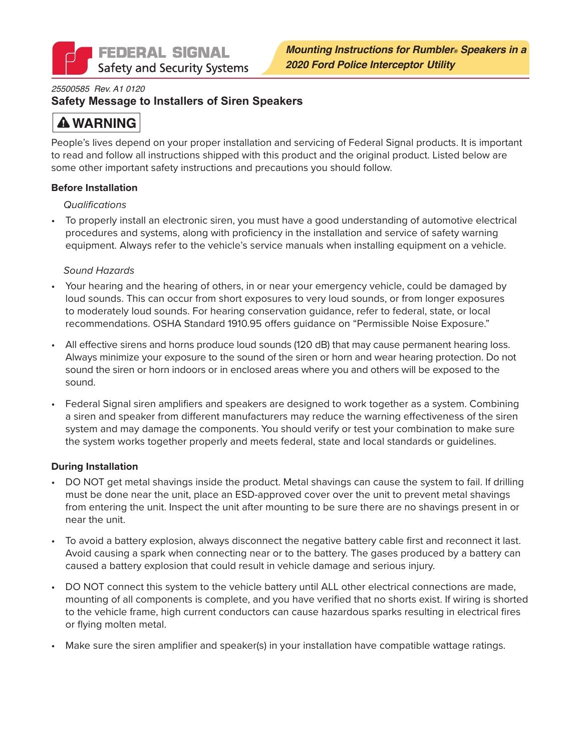**FEDERAL SIGNAL**
Safety and Security Systems

***Mounting Instructions for Rumbler® Speakers in a 2020 Ford Police Interceptor Utility***

*25500585 Rev. A1 0120*

## Safety Message to Installers of Siren Speakers

**⚠ WARNING**

People's lives depend on your proper installation and servicing of Federal Signal products. It is important to read and follow all instructions shipped with this product and the original product. Listed below are some other important safety instructions and precautions you should follow.

### Before Installation

*Qualifications*

- To properly install an electronic siren, you must have a good understanding of automotive electrical procedures and systems, along with proficiency in the installation and service of safety warning equipment. Always refer to the vehicle's service manuals when installing equipment on a vehicle.

*Sound Hazards*

- Your hearing and the hearing of others, in or near your emergency vehicle, could be damaged by loud sounds. This can occur from short exposures to very loud sounds, or from longer exposures to moderately loud sounds. For hearing conservation guidance, refer to federal, state, or local recommendations. OSHA Standard 1910.95 offers guidance on "Permissible Noise Exposure."
- All effective sirens and horns produce loud sounds (120 dB) that may cause permanent hearing loss. Always minimize your exposure to the sound of the siren or horn and wear hearing protection. Do not sound the siren or horn indoors or in enclosed areas where you and others will be exposed to the sound.
- Federal Signal siren amplifiers and speakers are designed to work together as a system. Combining a siren and speaker from different manufacturers may reduce the warning effectiveness of the siren system and may damage the components. You should verify or test your combination to make sure the system works together properly and meets federal, state and local standards or guidelines.

### During Installation

- DO NOT get metal shavings inside the product. Metal shavings can cause the system to fail. If drilling must be done near the unit, place an ESD-approved cover over the unit to prevent metal shavings from entering the unit. Inspect the unit after mounting to be sure there are no shavings present in or near the unit.
- To avoid a battery explosion, always disconnect the negative battery cable first and reconnect it last. Avoid causing a spark when connecting near or to the battery. The gases produced by a battery can caused a battery explosion that could result in vehicle damage and serious injury.
- DO NOT connect this system to the vehicle battery until ALL other electrical connections are made, mounting of all components is complete, and you have verified that no shorts exist. If wiring is shorted to the vehicle frame, high current conductors can cause hazardous sparks resulting in electrical fires or flying molten metal.
- Make sure the siren amplifier and speaker(s) in your installation have compatible wattage ratings.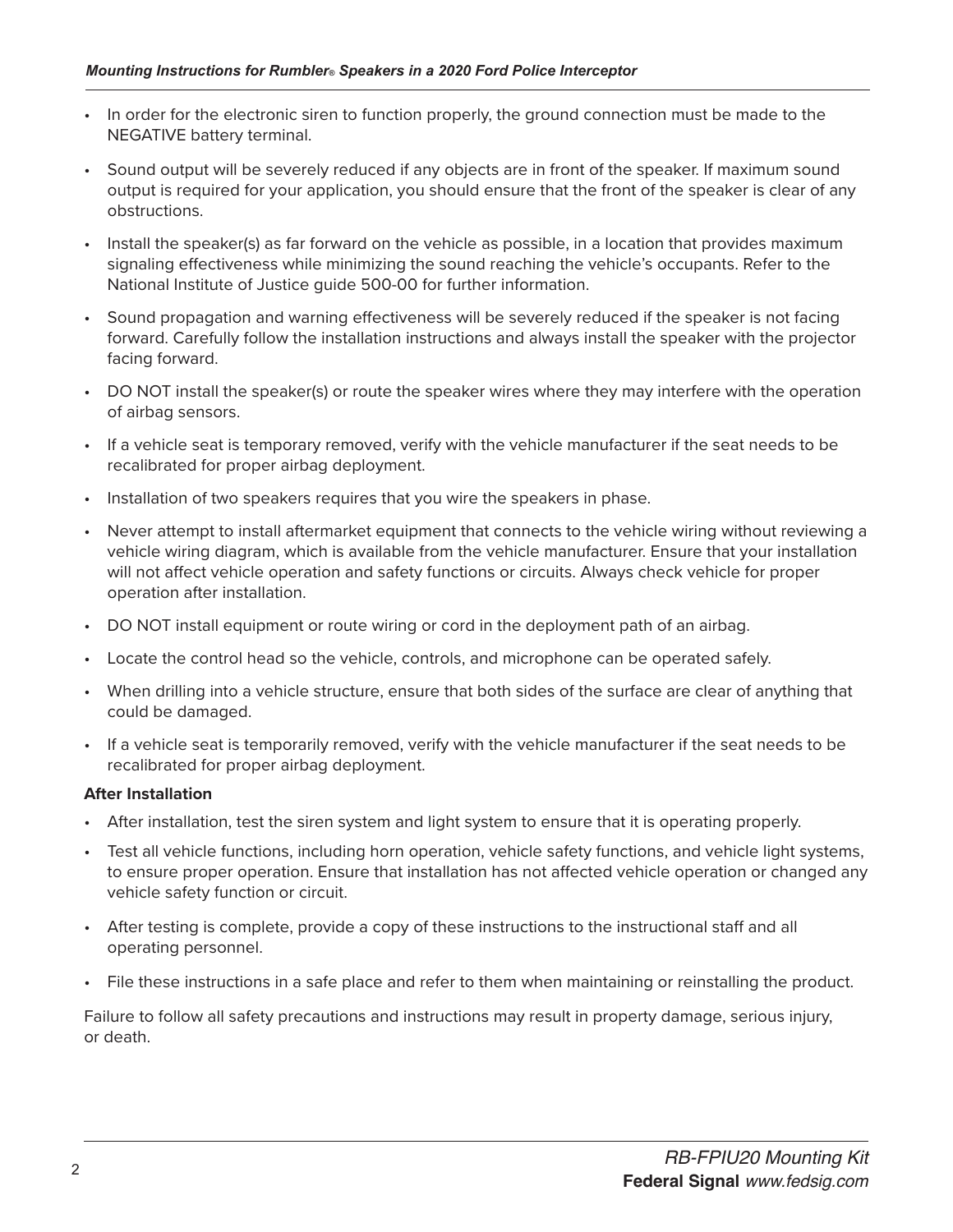- In order for the electronic siren to function properly, the ground connection must be made to the NEGATIVE battery terminal.
- Sound output will be severely reduced if any objects are in front of the speaker. If maximum sound output is required for your application, you should ensure that the front of the speaker is clear of any obstructions.
- Install the speaker(s) as far forward on the vehicle as possible, in a location that provides maximum signaling effectiveness while minimizing the sound reaching the vehicle's occupants. Refer to the National Institute of Justice guide 500-00 for further information.
- Sound propagation and warning effectiveness will be severely reduced if the speaker is not facing forward. Carefully follow the installation instructions and always install the speaker with the projector facing forward.
- DO NOT install the speaker(s) or route the speaker wires where they may interfere with the operation of airbag sensors.
- If a vehicle seat is temporary removed, verify with the vehicle manufacturer if the seat needs to be recalibrated for proper airbag deployment.
- Installation of two speakers requires that you wire the speakers in phase.
- Never attempt to install aftermarket equipment that connects to the vehicle wiring without reviewing a vehicle wiring diagram, which is available from the vehicle manufacturer. Ensure that your installation will not affect vehicle operation and safety functions or circuits. Always check vehicle for proper operation after installation.
- DO NOT install equipment or route wiring or cord in the deployment path of an airbag.
- Locate the control head so the vehicle, controls, and microphone can be operated safely.
- When drilling into a vehicle structure, ensure that both sides of the surface are clear of anything that could be damaged.
- If a vehicle seat is temporarily removed, verify with the vehicle manufacturer if the seat needs to be recalibrated for proper airbag deployment.

**After Installation**

- After installation, test the siren system and light system to ensure that it is operating properly.
- Test all vehicle functions, including horn operation, vehicle safety functions, and vehicle light systems, to ensure proper operation. Ensure that installation has not affected vehicle operation or changed any vehicle safety function or circuit.
- After testing is complete, provide a copy of these instructions to the instructional staff and all operating personnel.
- File these instructions in a safe place and refer to them when maintaining or reinstalling the product.

Failure to follow all safety precautions and instructions may result in property damage, serious injury, or death.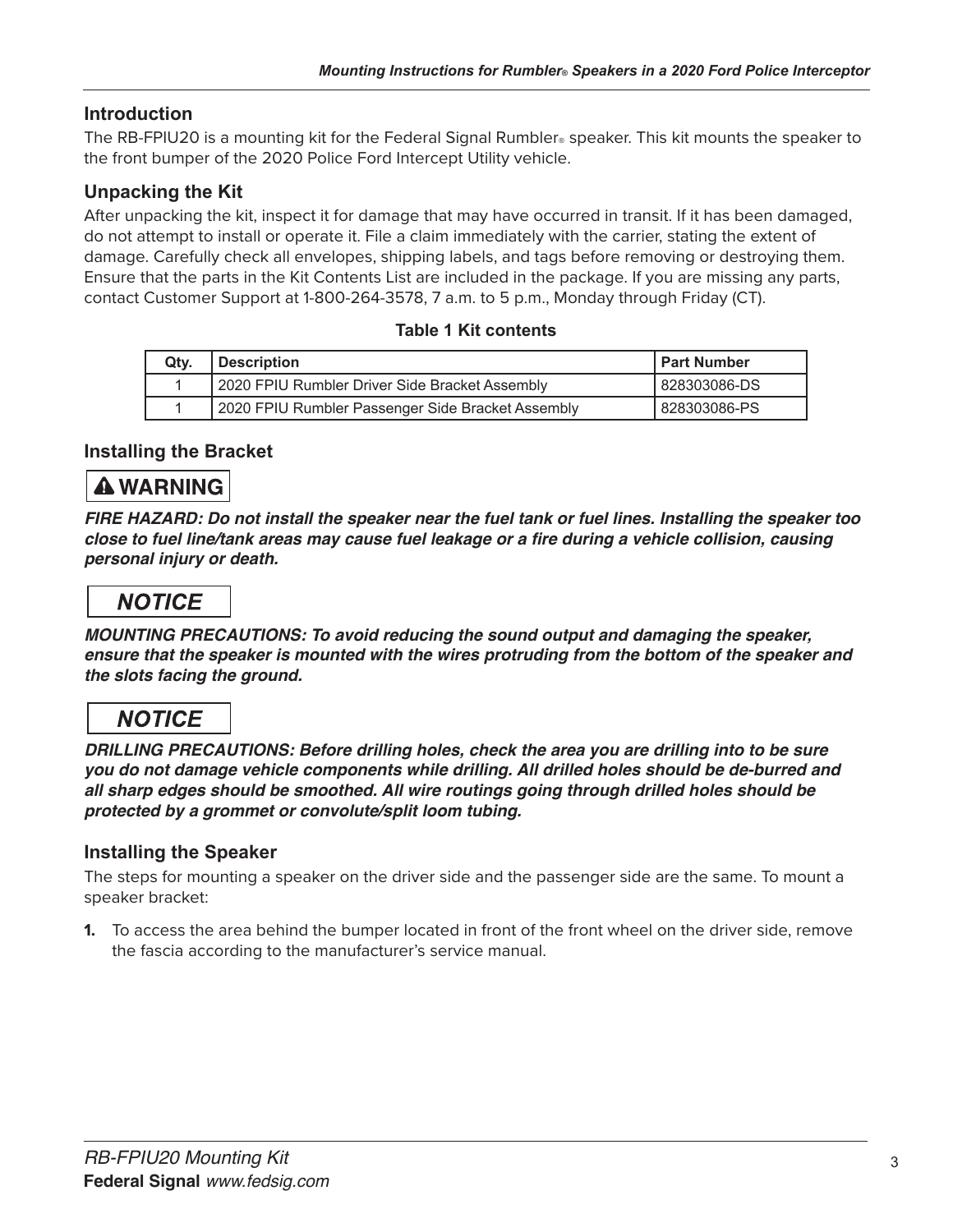## Introduction

The RB-FPIU20 is a mounting kit for the Federal Signal Rumbler® speaker. This kit mounts the speaker to the front bumper of the 2020 Police Ford Intercept Utility vehicle.

## Unpacking the Kit

After unpacking the kit, inspect it for damage that may have occurred in transit. If it has been damaged, do not attempt to install or operate it. File a claim immediately with the carrier, stating the extent of damage. Carefully check all envelopes, shipping labels, and tags before removing or destroying them. Ensure that the parts in the Kit Contents List are included in the package. If you are missing any parts, contact Customer Support at 1-800-264-3578, 7 a.m. to 5 p.m., Monday through Friday (CT).

**Table 1 Kit contents**

| Qty. | Description | Part Number |
|---|---|---|
| 1 | 2020 FPIU Rumbler Driver Side Bracket Assembly | 828303086-DS |
| 1 | 2020 FPIU Rumbler Passenger Side Bracket Assembly | 828303086-PS |

## Installing the Bracket

**⚠ WARNING**

***FIRE HAZARD: Do not install the speaker near the fuel tank or fuel lines. Installing the speaker too close to fuel line/tank areas may cause fuel leakage or a fire during a vehicle collision, causing personal injury or death.***

***NOTICE***

***MOUNTING PRECAUTIONS: To avoid reducing the sound output and damaging the speaker, ensure that the speaker is mounted with the wires protruding from the bottom of the speaker and the slots facing the ground.***

***NOTICE***

***DRILLING PRECAUTIONS: Before drilling holes, check the area you are drilling into to be sure you do not damage vehicle components while drilling. All drilled holes should be de-burred and all sharp edges should be smoothed. All wire routings going through drilled holes should be protected by a grommet or convolute/split loom tubing.***

## Installing the Speaker

The steps for mounting a speaker on the driver side and the passenger side are the same. To mount a speaker bracket:

1. To access the area behind the bumper located in front of the front wheel on the driver side, remove the fascia according to the manufacturer's service manual.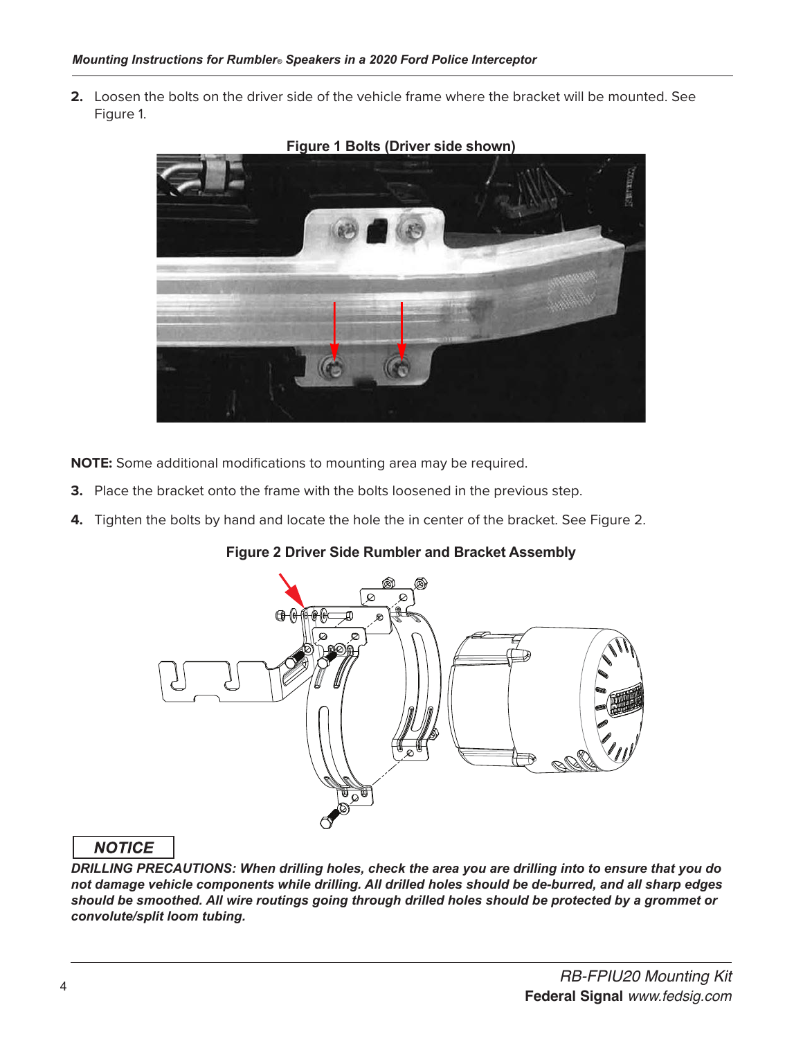2. Loosen the bolts on the driver side of the vehicle frame where the bracket will be mounted. See Figure 1.

**Figure 1 Bolts (Driver side shown)**

**NOTE:** Some additional modifications to mounting area may be required.

3. Place the bracket onto the frame with the bolts loosened in the previous step.
4. Tighten the bolts by hand and locate the hole the in center of the bracket. See Figure 2.

**Figure 2 Driver Side Rumbler and Bracket Assembly**

**NOTICE**

***DRILLING PRECAUTIONS: When drilling holes, check the area you are drilling into to ensure that you do not damage vehicle components while drilling. All drilled holes should be de-burred, and all sharp edges should be smoothed. All wire routings going through drilled holes should be protected by a grommet or convolute/split loom tubing.***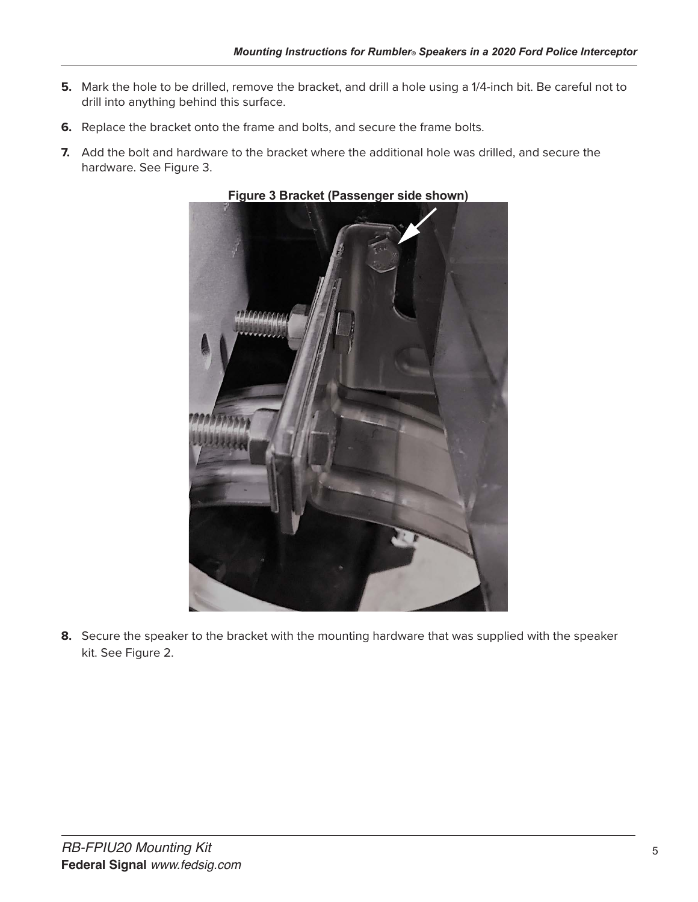5. Mark the hole to be drilled, remove the bracket, and drill a hole using a 1/4-inch bit. Be careful not to drill into anything behind this surface.
6. Replace the bracket onto the frame and bolts, and secure the frame bolts.
7. Add the bolt and hardware to the bracket where the additional hole was drilled, and secure the hardware. See Figure 3.

**Figure 3 Bracket (Passenger side shown)**

8. Secure the speaker to the bracket with the mounting hardware that was supplied with the speaker kit. See Figure 2.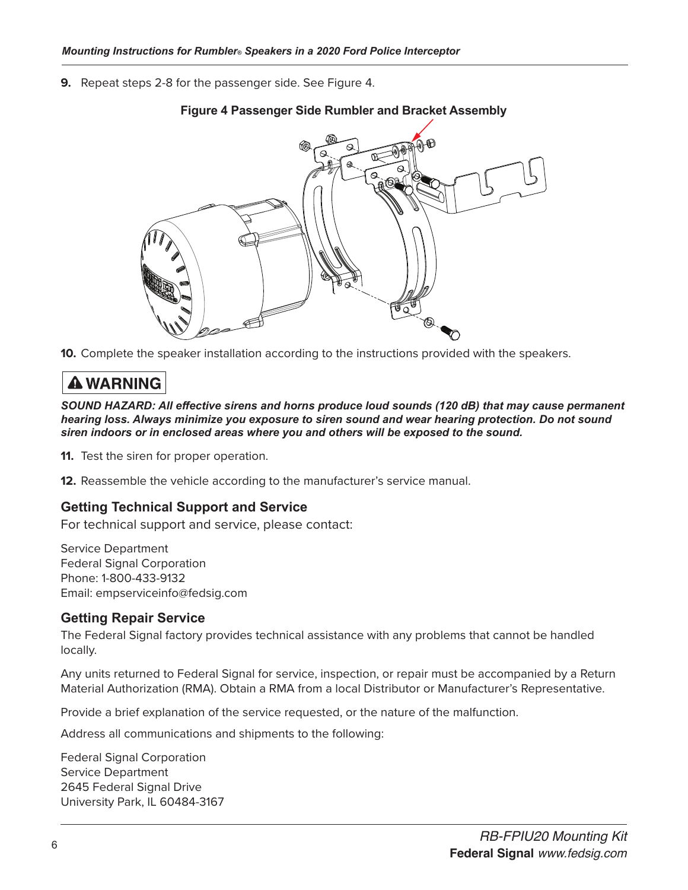9. Repeat steps 2-8 for the passenger side. See Figure 4.

**Figure 4 Passenger Side Rumbler and Bracket Assembly**

10. Complete the speaker installation according to the instructions provided with the speakers.

**⚠ WARNING**

***SOUND HAZARD: All effective sirens and horns produce loud sounds (120 dB) that may cause permanent hearing loss. Always minimize you exposure to siren sound and wear hearing protection. Do not sound siren indoors or in enclosed areas where you and others will be exposed to the sound.***

11. Test the siren for proper operation.

12. Reassemble the vehicle according to the manufacturer's service manual.

## Getting Technical Support and Service

For technical support and service, please contact:

Service Department
Federal Signal Corporation
Phone: 1-800-433-9132
Email: empserviceinfo@fedsig.com

## Getting Repair Service

The Federal Signal factory provides technical assistance with any problems that cannot be handled locally.

Any units returned to Federal Signal for service, inspection, or repair must be accompanied by a Return Material Authorization (RMA). Obtain a RMA from a local Distributor or Manufacturer's Representative.

Provide a brief explanation of the service requested, or the nature of the malfunction.

Address all communications and shipments to the following:

Federal Signal Corporation
Service Department
2645 Federal Signal Drive
University Park, IL 60484-3167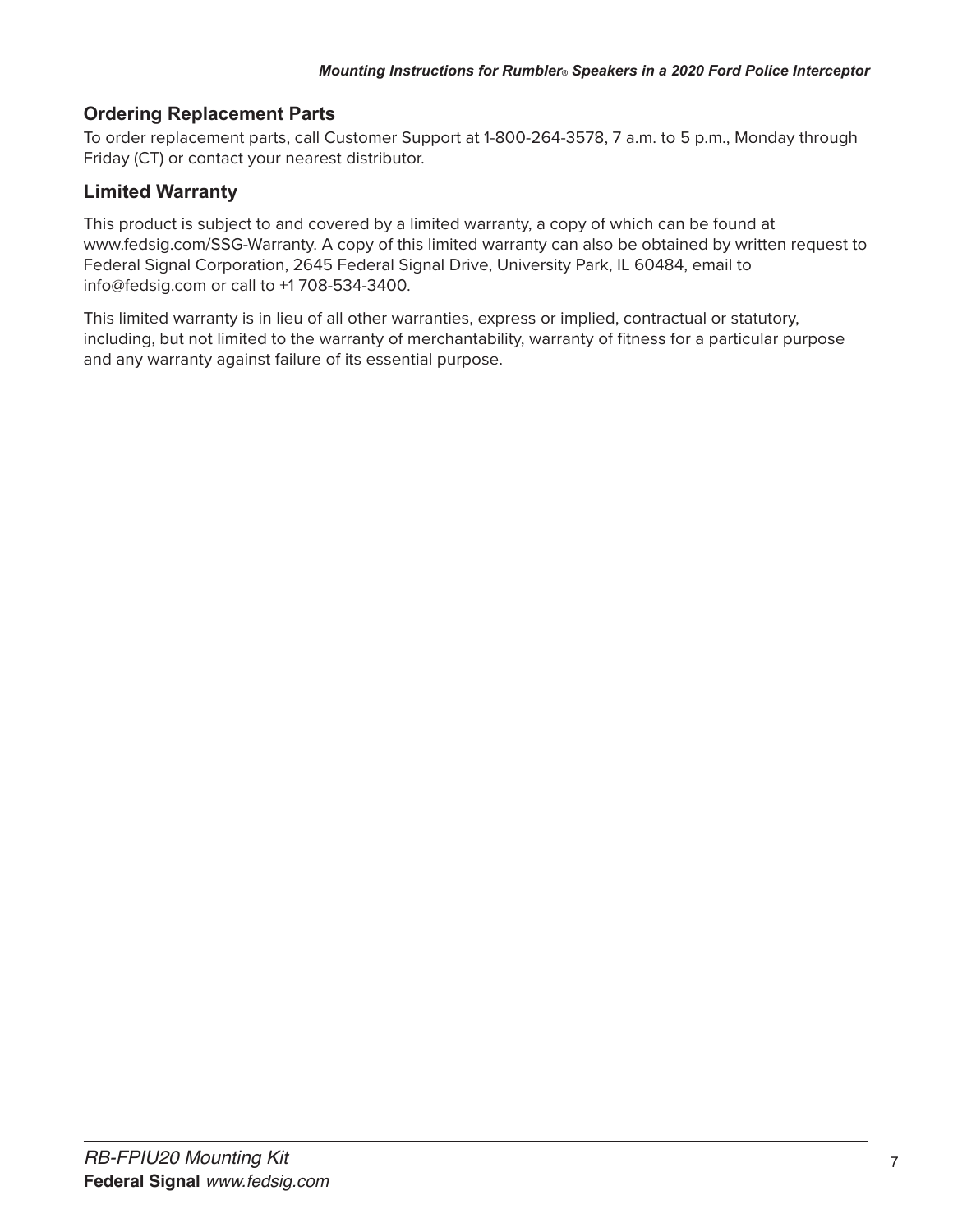## Ordering Replacement Parts

To order replacement parts, call Customer Support at 1-800-264-3578, 7 a.m. to 5 p.m., Monday through Friday (CT) or contact your nearest distributor.

## Limited Warranty

This product is subject to and covered by a limited warranty, a copy of which can be found at www.fedsig.com/SSG-Warranty. A copy of this limited warranty can also be obtained by written request to Federal Signal Corporation, 2645 Federal Signal Drive, University Park, IL 60484, email to info@fedsig.com or call to +1 708-534-3400.

This limited warranty is in lieu of all other warranties, express or implied, contractual or statutory, including, but not limited to the warranty of merchantability, warranty of fitness for a particular purpose and any warranty against failure of its essential purpose.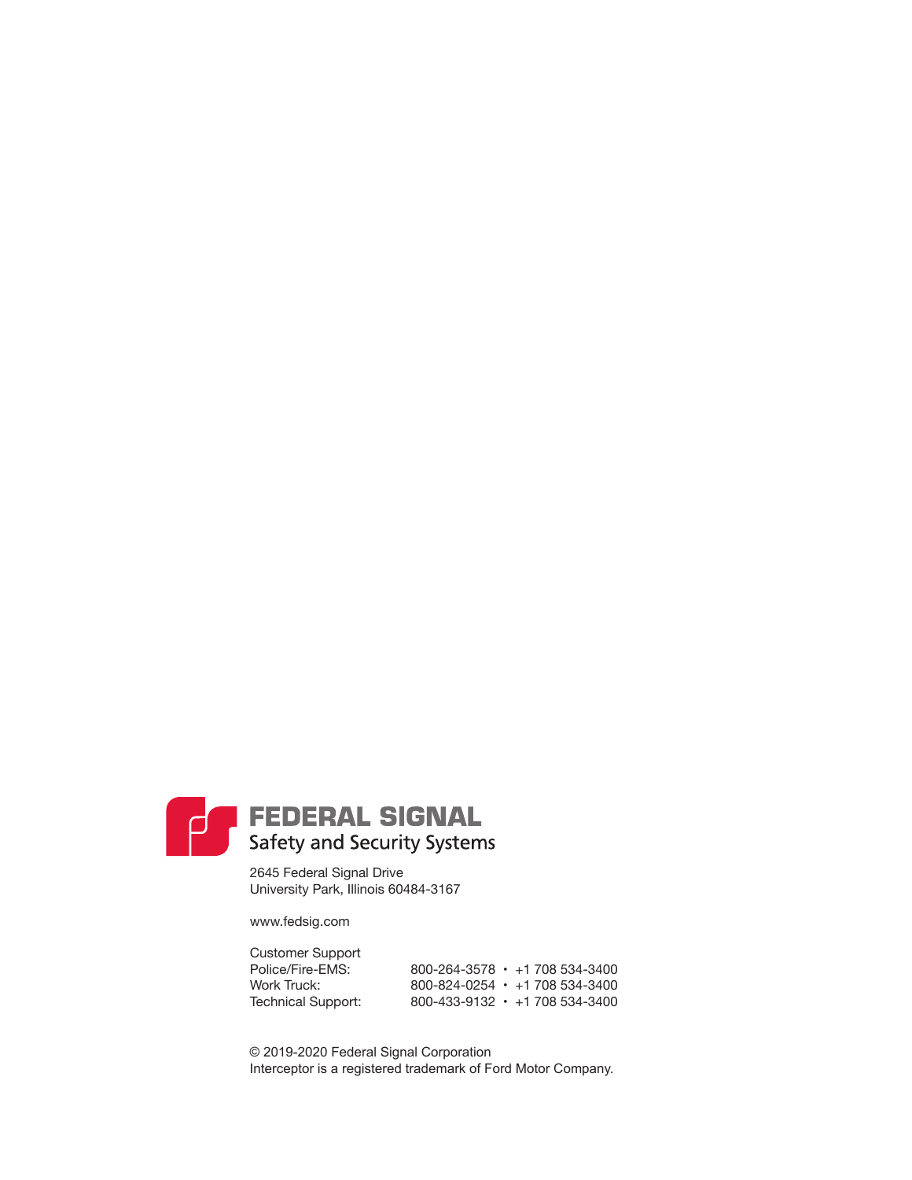**FEDERAL SIGNAL**
Safety and Security Systems

2645 Federal Signal Drive
University Park, Illinois 60484-3167

www.fedsig.com

Customer Support

| | |
|---|---|
| Police/Fire-EMS: | 800-264-3578 • +1 708 534-3400 |
| Work Truck: | 800-824-0254 • +1 708 534-3400 |
| Technical Support: | 800-433-9132 • +1 708 534-3400 |

© 2019-2020 Federal Signal Corporation
Interceptor is a registered trademark of Ford Motor Company.